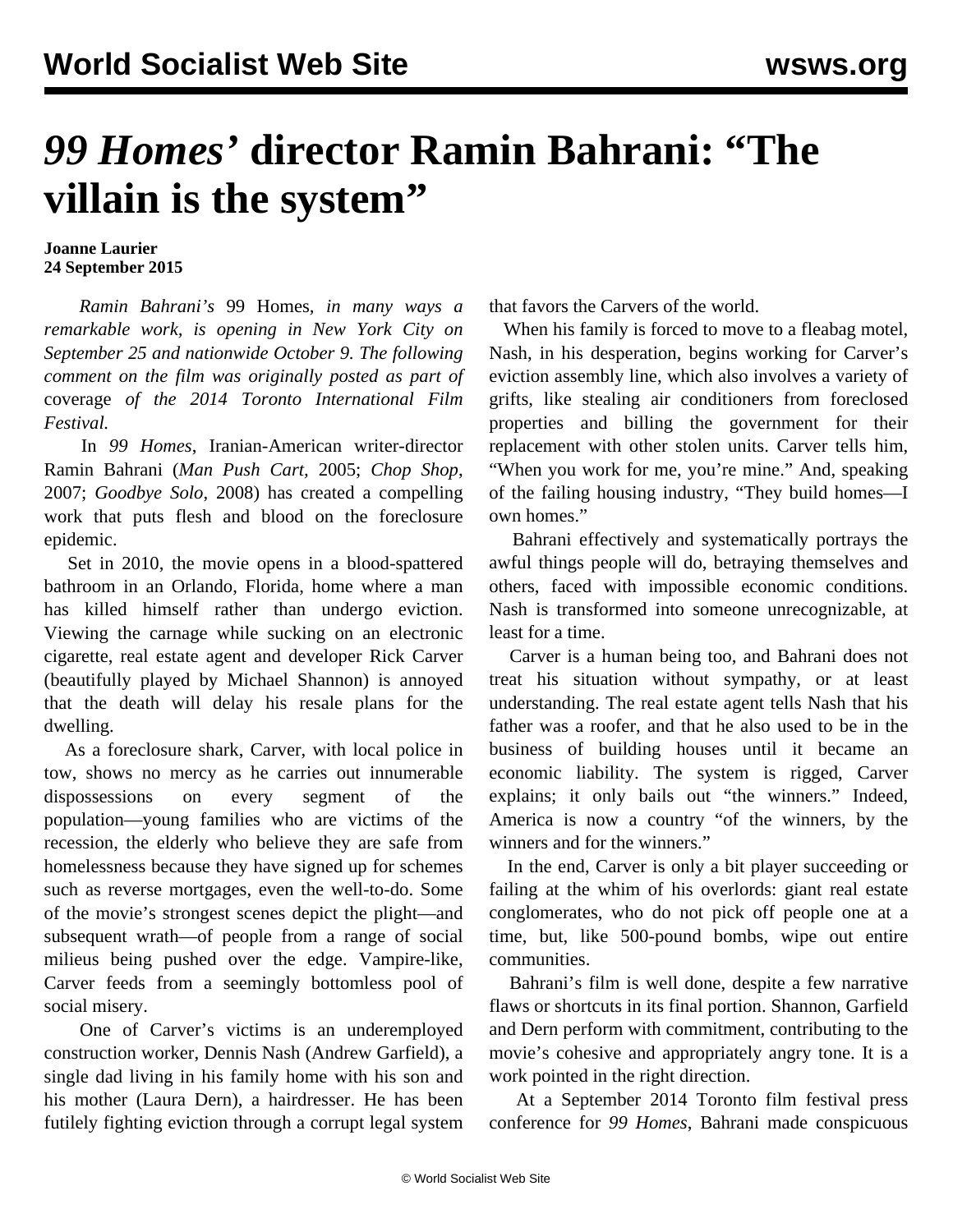# *99 Homes'* director Ramin Bahrani: "The villain is the system"

**Joanne Laurier**
**24 September 2015**

*Ramin Bahrani's* 99 Homes, *in many ways a remarkable work, is opening in New York City on September 25 and nationwide October 9. The following comment on the film was originally posted as part of* coverage *of the 2014 Toronto International Film Festival.*

In *99 Homes*, Iranian-American writer-director Ramin Bahrani (*Man Push Cart*, 2005; *Chop Shop*, 2007; *Goodbye Solo*, 2008) has created a compelling work that puts flesh and blood on the foreclosure epidemic.

Set in 2010, the movie opens in a blood-spattered bathroom in an Orlando, Florida, home where a man has killed himself rather than undergo eviction. Viewing the carnage while sucking on an electronic cigarette, real estate agent and developer Rick Carver (beautifully played by Michael Shannon) is annoyed that the death will delay his resale plans for the dwelling.

As a foreclosure shark, Carver, with local police in tow, shows no mercy as he carries out innumerable dispossessions on every segment of the population—young families who are victims of the recession, the elderly who believe they are safe from homelessness because they have signed up for schemes such as reverse mortgages, even the well-to-do. Some of the movie's strongest scenes depict the plight—and subsequent wrath—of people from a range of social milieus being pushed over the edge. Vampire-like, Carver feeds from a seemingly bottomless pool of social misery.

One of Carver's victims is an underemployed construction worker, Dennis Nash (Andrew Garfield), a single dad living in his family home with his son and his mother (Laura Dern), a hairdresser. He has been futilely fighting eviction through a corrupt legal system that favors the Carvers of the world.

When his family is forced to move to a fleabag motel, Nash, in his desperation, begins working for Carver's eviction assembly line, which also involves a variety of grifts, like stealing air conditioners from foreclosed properties and billing the government for their replacement with other stolen units. Carver tells him, "When you work for me, you're mine." And, speaking of the failing housing industry, "They build homes—I own homes."

Bahrani effectively and systematically portrays the awful things people will do, betraying themselves and others, faced with impossible economic conditions. Nash is transformed into someone unrecognizable, at least for a time.

Carver is a human being too, and Bahrani does not treat his situation without sympathy, or at least understanding. The real estate agent tells Nash that his father was a roofer, and that he also used to be in the business of building houses until it became an economic liability. The system is rigged, Carver explains; it only bails out "the winners." Indeed, America is now a country "of the winners, by the winners and for the winners."

In the end, Carver is only a bit player succeeding or failing at the whim of his overlords: giant real estate conglomerates, who do not pick off people one at a time, but, like 500-pound bombs, wipe out entire communities.

Bahrani's film is well done, despite a few narrative flaws or shortcuts in its final portion. Shannon, Garfield and Dern perform with commitment, contributing to the movie's cohesive and appropriately angry tone. It is a work pointed in the right direction.

At a September 2014 Toronto film festival press conference for *99 Homes*, Bahrani made conspicuous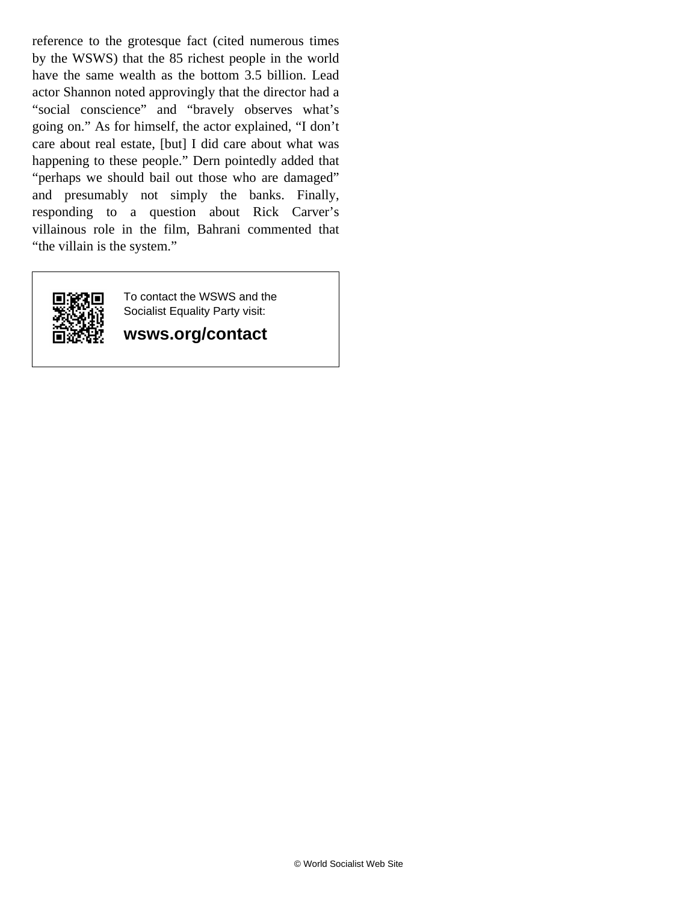reference to the grotesque fact (cited numerous times by the WSWS) that the 85 richest people in the world have the same wealth as the bottom 3.5 billion. Lead actor Shannon noted approvingly that the director had a "social conscience" and "bravely observes what's going on." As for himself, the actor explained, "I don't care about real estate, [but] I did care about what was happening to these people." Dern pointedly added that "perhaps we should bail out those who are damaged" and presumably not simply the banks. Finally, responding to a question about Rick Carver's villainous role in the film, Bahrani commented that "the villain is the system."

To contact the WSWS and the Socialist Equality Party visit:

**wsws.org/contact**